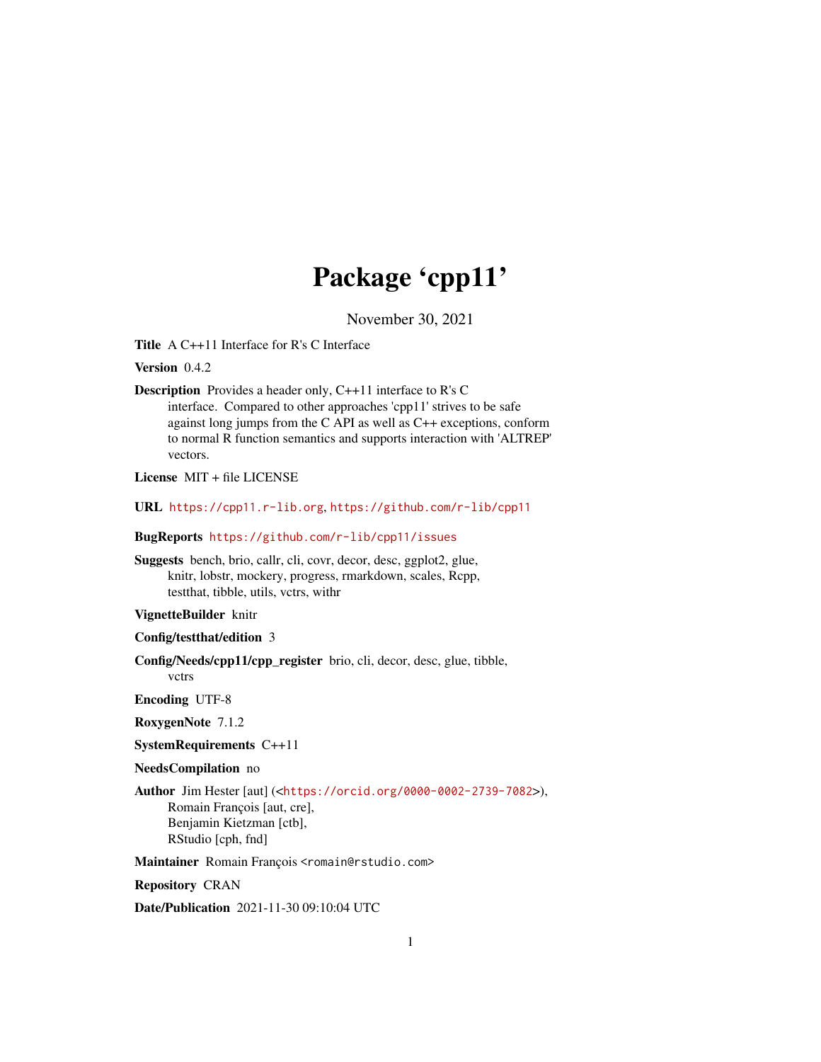# Package 'cpp11'

November 30, 2021

**Title** A C++11 Interface for R's C Interface

**Version** 0.4.2

**Description** Provides a header only, C++11 interface to R's C interface. Compared to other approaches 'cpp11' strives to be safe against long jumps from the C API as well as C++ exceptions, conform to normal R function semantics and supports interaction with 'ALTREP' vectors.

**License** MIT + file LICENSE

**URL** https://cpp11.r-lib.org, https://github.com/r-lib/cpp11

**BugReports** https://github.com/r-lib/cpp11/issues

**Suggests** bench, brio, callr, cli, covr, decor, desc, ggplot2, glue, knitr, lobstr, mockery, progress, rmarkdown, scales, Rcpp, testthat, tibble, utils, vctrs, withr

**VignetteBuilder** knitr

**Config/testthat/edition** 3

**Config/Needs/cpp11/cpp_register** brio, cli, decor, desc, glue, tibble, vctrs

**Encoding** UTF-8

**RoxygenNote** 7.1.2

**SystemRequirements** C++11

**NeedsCompilation** no

**Author** Jim Hester [aut] (<https://orcid.org/0000-0002-2739-7082>), Romain François [aut, cre], Benjamin Kietzman [ctb], RStudio [cph, fnd]

**Maintainer** Romain François <romain@rstudio.com>

**Repository** CRAN

**Date/Publication** 2021-11-30 09:10:04 UTC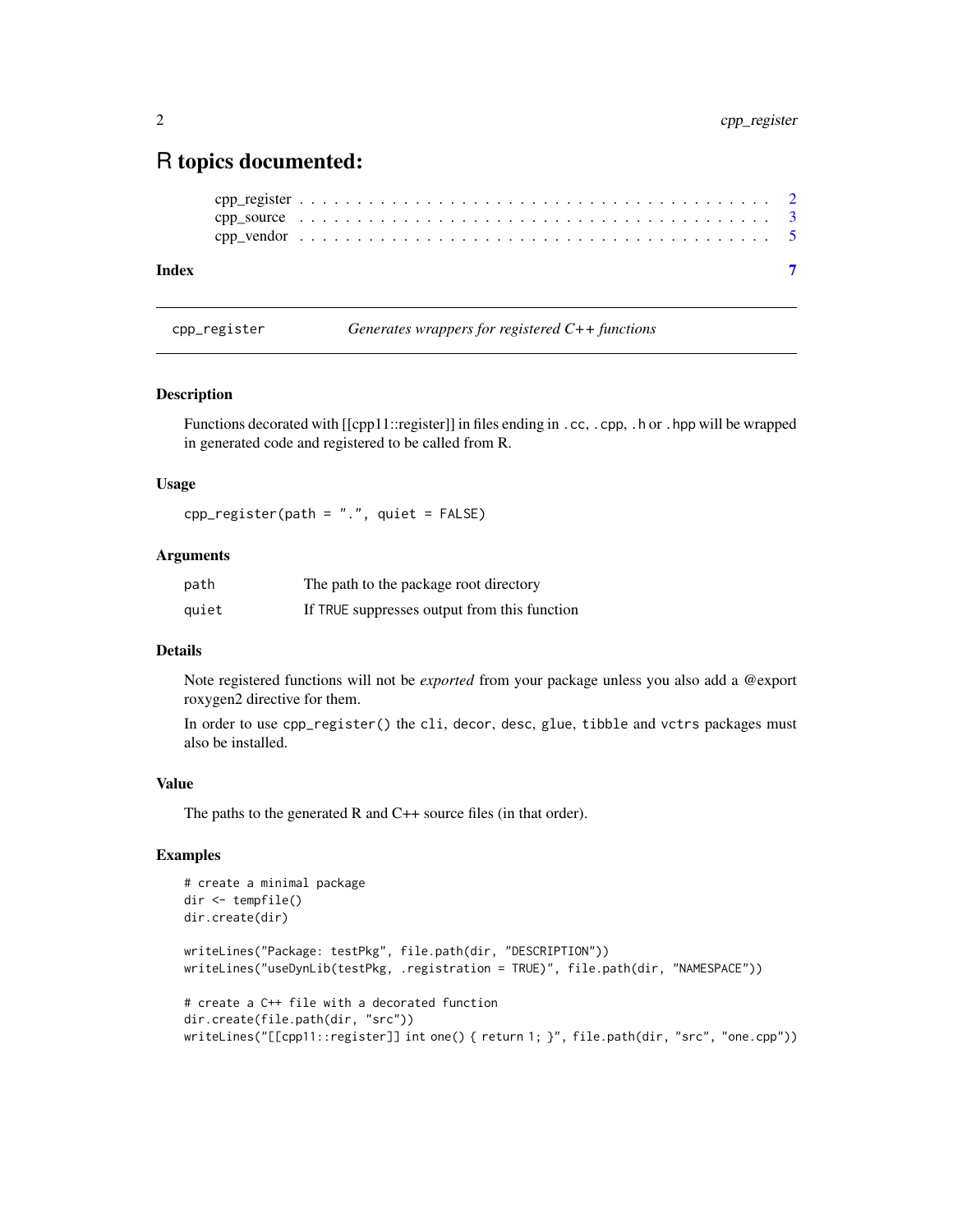# R topics documented:

cpp_register . . . . . . . . . . . . . . . . . . . . . . . . . . . . . . . . . . . . . . . 2
cpp_source . . . . . . . . . . . . . . . . . . . . . . . . . . . . . . . . . . . . . . . . 3
cpp_vendor . . . . . . . . . . . . . . . . . . . . . . . . . . . . . . . . . . . . . . . . 5

**Index** **7**

---

## cpp_register *Generates wrappers for registered C++ functions*

### Description

Functions decorated with [[cpp11::register]] in files ending in `.cc`, `.cpp`, `.h` or `.hpp` will be wrapped in generated code and registered to be called from R.

### Usage

```
cpp_register(path = ".", quiet = FALSE)
```

### Arguments

| | |
|---|---|
| `path` | The path to the package root directory |
| `quiet` | If `TRUE` suppresses output from this function |

### Details

Note registered functions will not be *exported* from your package unless you also add a @export roxygen2 directive for them.

In order to use `cpp_register()` the `cli`, `decor`, `desc`, `glue`, `tibble` and `vctrs` packages must also be installed.

### Value

The paths to the generated R and C++ source files (in that order).

### Examples

```
# create a minimal package
dir <- tempfile()
dir.create(dir)

writeLines("Package: testPkg", file.path(dir, "DESCRIPTION"))
writeLines("useDynLib(testPkg, .registration = TRUE)", file.path(dir, "NAMESPACE"))

# create a C++ file with a decorated function
dir.create(file.path(dir, "src"))
writeLines("[[cpp11::register]] int one() { return 1; }", file.path(dir, "src", "one.cpp"))
```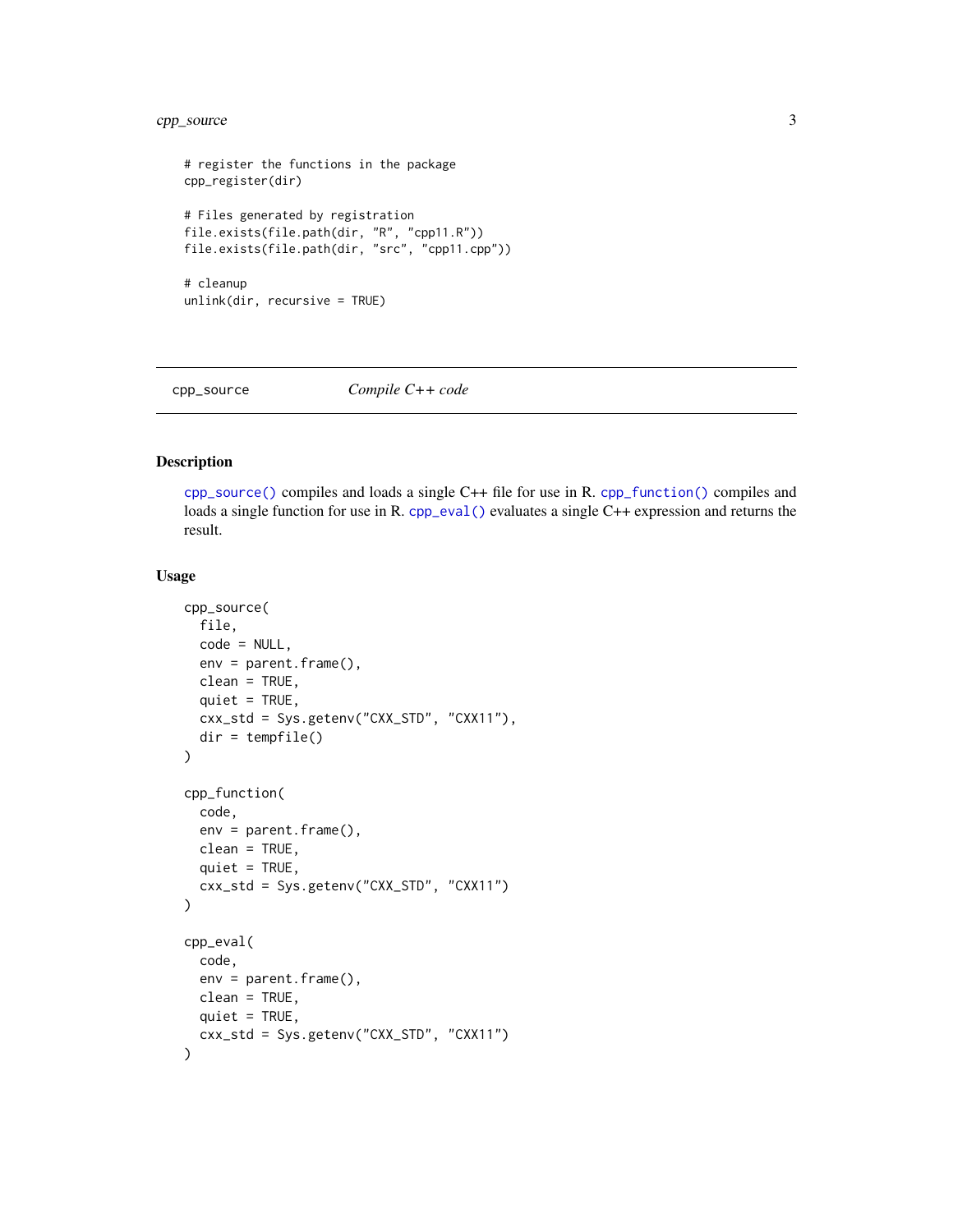```
# register the functions in the package
cpp_register(dir)

# Files generated by registration
file.exists(file.path(dir, "R", "cpp11.R"))
file.exists(file.path(dir, "src", "cpp11.cpp"))

# cleanup
unlink(dir, recursive = TRUE)
```

---

`cpp_source` *Compile C++ code*

---

## Description

`cpp_source()` compiles and loads a single C++ file for use in R. `cpp_function()` compiles and loads a single function for use in R. `cpp_eval()` evaluates a single C++ expression and returns the result.

## Usage

```
cpp_source(
  file,
  code = NULL,
  env = parent.frame(),
  clean = TRUE,
  quiet = TRUE,
  cxx_std = Sys.getenv("CXX_STD", "CXX11"),
  dir = tempfile()
)

cpp_function(
  code,
  env = parent.frame(),
  clean = TRUE,
  quiet = TRUE,
  cxx_std = Sys.getenv("CXX_STD", "CXX11")
)

cpp_eval(
  code,
  env = parent.frame(),
  clean = TRUE,
  quiet = TRUE,
  cxx_std = Sys.getenv("CXX_STD", "CXX11")
)
```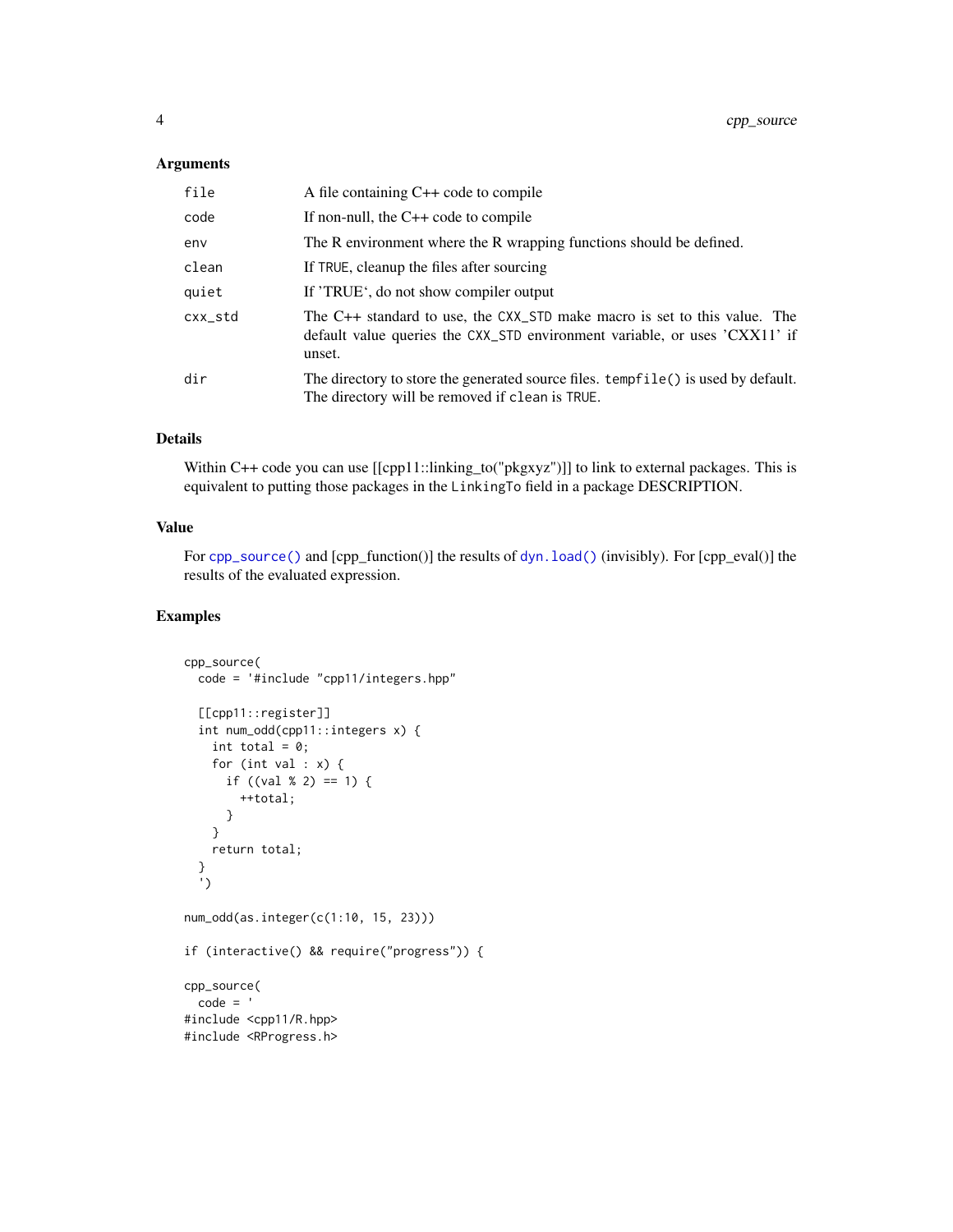### Arguments

| | |
|---|---|
| `file` | A file containing C++ code to compile |
| `code` | If non-null, the C++ code to compile |
| `env` | The R environment where the R wrapping functions should be defined. |
| `clean` | If `TRUE`, cleanup the files after sourcing |
| `quiet` | If 'TRUE', do not show compiler output |
| `cxx_std` | The C++ standard to use, the `CXX_STD` make macro is set to this value. The default value queries the `CXX_STD` environment variable, or uses 'CXX11' if unset. |
| `dir` | The directory to store the generated source files. `tempfile()` is used by default. The directory will be removed if `clean` is `TRUE`. |

### Details

Within C++ code you can use [[cpp11::linking_to("pkgxyz")]] to link to external packages. This is equivalent to putting those packages in the `LinkingTo` field in a package DESCRIPTION.

### Value

For `cpp_source()` and [cpp_function()] the results of `dyn.load()` (invisibly). For [cpp_eval()] the results of the evaluated expression.

### Examples

```
cpp_source(
  code = '#include "cpp11/integers.hpp"

  [[cpp11::register]]
  int num_odd(cpp11::integers x) {
    int total = 0;
    for (int val : x) {
      if ((val % 2) == 1) {
        ++total;
      }
    }
    return total;
  }
  ')

num_odd(as.integer(c(1:10, 15, 23)))

if (interactive() && require("progress")) {

cpp_source(
  code = '
#include <cpp11/R.hpp>
#include <RProgress.h>
```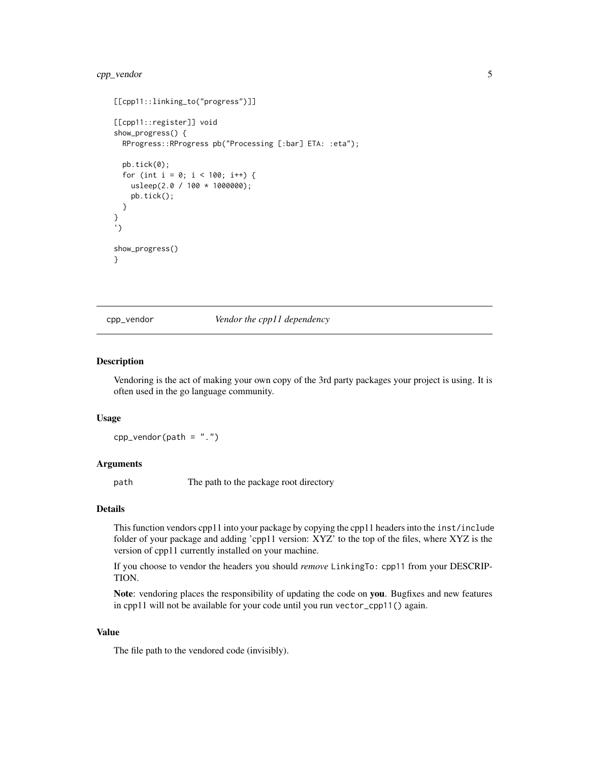```
[[cpp11::linking_to("progress")]]

[[cpp11::register]] void
show_progress() {
  RProgress::RProgress pb("Processing [:bar] ETA: :eta");

  pb.tick(0);
  for (int i = 0; i < 100; i++) {
    usleep(2.0 / 100 * 1000000);
    pb.tick();
  }
}
')

show_progress()
}
```

---

## cpp_vendor — *Vendor the cpp11 dependency*

---

### Description

Vendoring is the act of making your own copy of the 3rd party packages your project is using. It is often used in the go language community.

### Usage

```
cpp_vendor(path = ".")
```

### Arguments

| | |
|---|---|
| `path` | The path to the package root directory |

### Details

This function vendors cpp11 into your package by copying the cpp11 headers into the `inst/include` folder of your package and adding 'cpp11 version: XYZ' to the top of the files, where XYZ is the version of cpp11 currently installed on your machine.

If you choose to vendor the headers you should *remove* `LinkingTo: cpp11` from your DESCRIPTION.

**Note**: vendoring places the responsibility of updating the code on **you**. Bugfixes and new features in cpp11 will not be available for your code until you run `vector_cpp11()` again.

### Value

The file path to the vendored code (invisibly).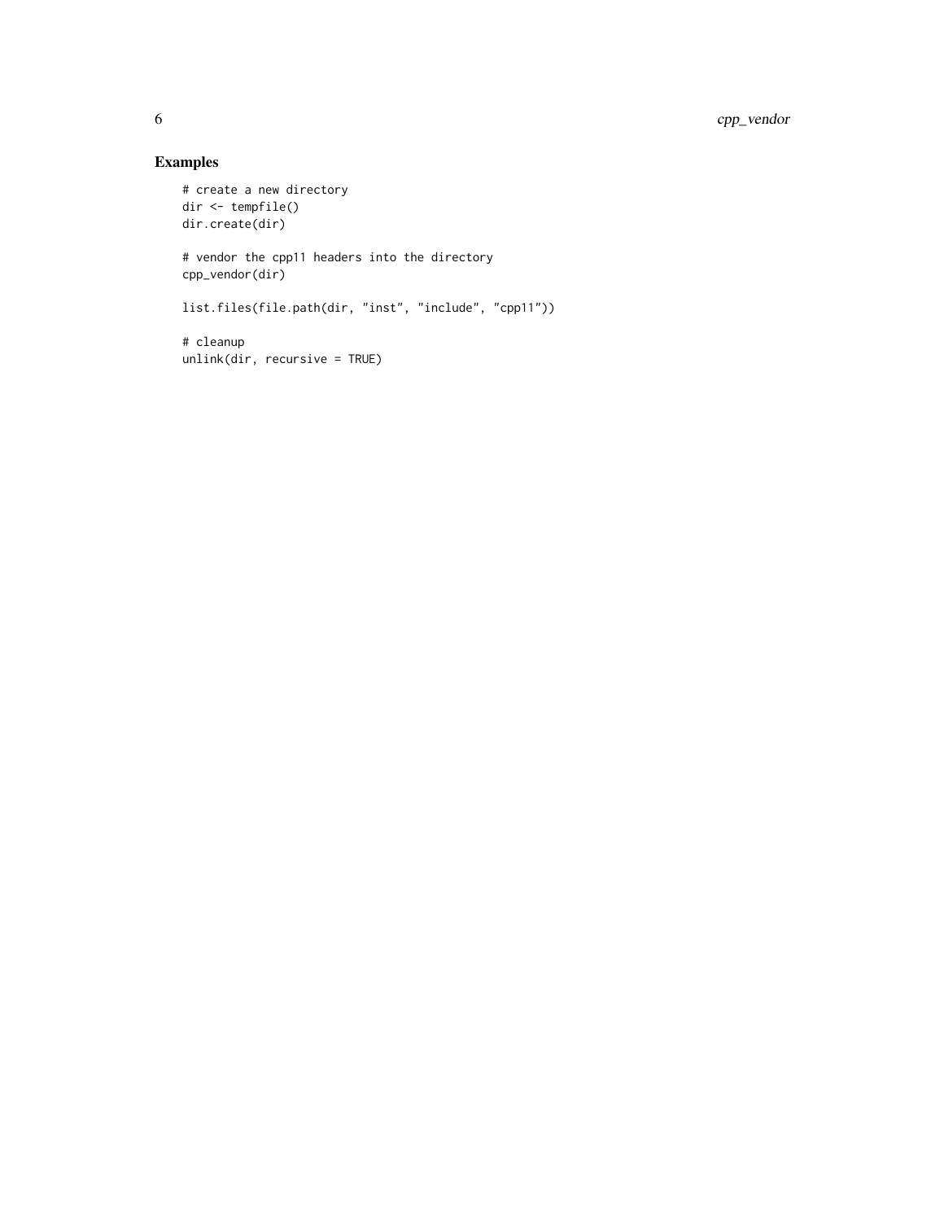## Examples

```
# create a new directory
dir <- tempfile()
dir.create(dir)

# vendor the cpp11 headers into the directory
cpp_vendor(dir)

list.files(file.path(dir, "inst", "include", "cpp11"))

# cleanup
unlink(dir, recursive = TRUE)
```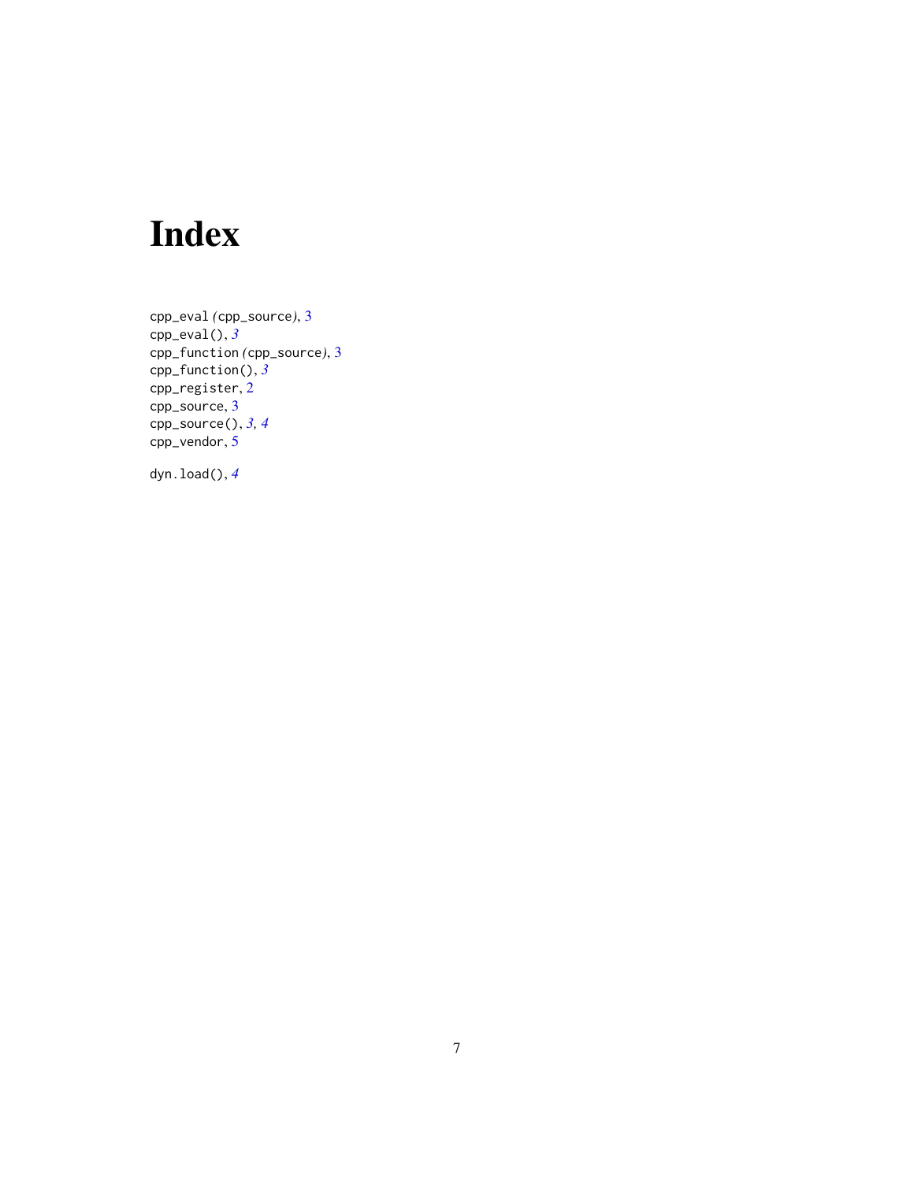# Index

cpp_eval (cpp_source), 3
cpp_eval(), *3*
cpp_function (cpp_source), 3
cpp_function(), *3*
cpp_register, 2
cpp_source, 3
cpp_source(), *3, 4*
cpp_vendor, 5

dyn.load(), *4*